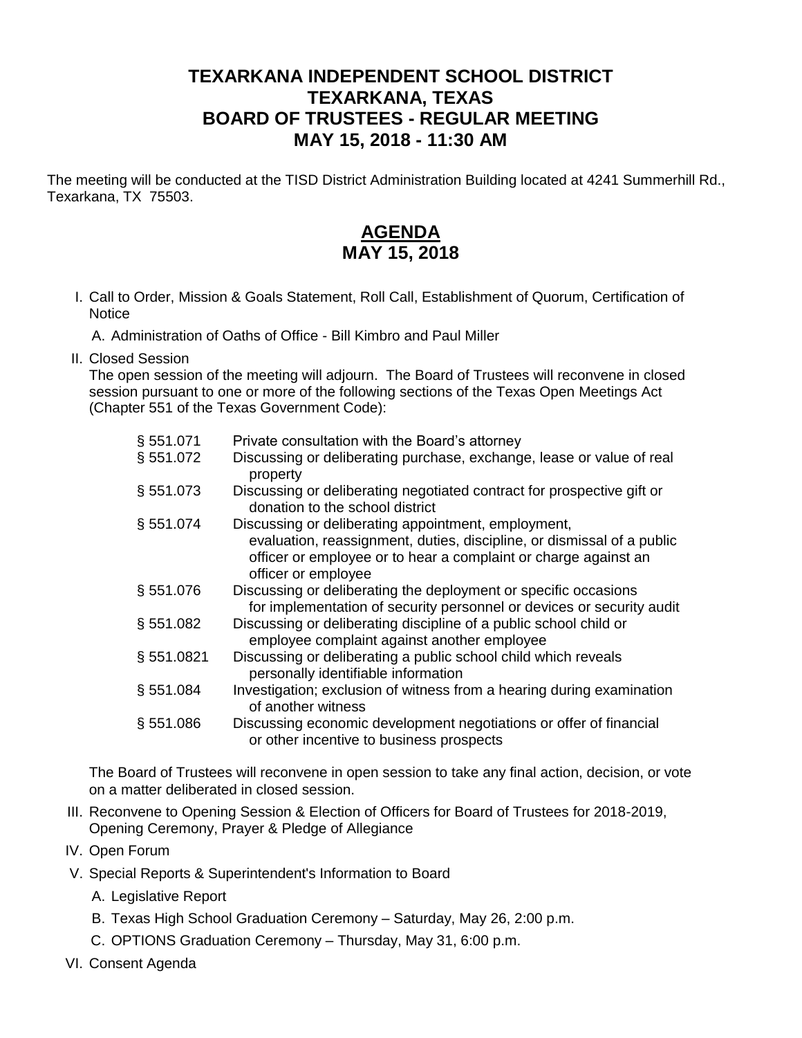# TEXARKANA INDEPENDENT SCHOOL DISTRICT
# TEXARKANA, TEXAS
# BOARD OF TRUSTEES - REGULAR MEETING
# MAY 15, 2018 - 11:30 AM

The meeting will be conducted at the TISD District Administration Building located at 4241 Summerhill Rd., Texarkana, TX 75503.

## AGENDA
## MAY 15, 2018

I. Call to Order, Mission & Goals Statement, Roll Call, Establishment of Quorum, Certification of Notice

   A. Administration of Oaths of Office - Bill Kimbro and Paul Miller

II. Closed Session
   The open session of the meeting will adjourn. The Board of Trustees will reconvene in closed session pursuant to one or more of the following sections of the Texas Open Meetings Act (Chapter 551 of the Texas Government Code):

   | | |
   |---|---|
   | § 551.071 | Private consultation with the Board's attorney |
   | § 551.072 | Discussing or deliberating purchase, exchange, lease or value of real property |
   | § 551.073 | Discussing or deliberating negotiated contract for prospective gift or donation to the school district |
   | § 551.074 | Discussing or deliberating appointment, employment, evaluation, reassignment, duties, discipline, or dismissal of a public officer or employee or to hear a complaint or charge against an officer or employee |
   | § 551.076 | Discussing or deliberating the deployment or specific occasions for implementation of security personnel or devices or security audit |
   | § 551.082 | Discussing or deliberating discipline of a public school child or employee complaint against another employee |
   | § 551.0821 | Discussing or deliberating a public school child which reveals personally identifiable information |
   | § 551.084 | Investigation; exclusion of witness from a hearing during examination of another witness |
   | § 551.086 | Discussing economic development negotiations or offer of financial or other incentive to business prospects |

   The Board of Trustees will reconvene in open session to take any final action, decision, or vote on a matter deliberated in closed session.

III. Reconvene to Opening Session & Election of Officers for Board of Trustees for 2018-2019, Opening Ceremony, Prayer & Pledge of Allegiance

IV. Open Forum

V. Special Reports & Superintendent's Information to Board

   A. Legislative Report

   B. Texas High School Graduation Ceremony – Saturday, May 26, 2:00 p.m.

   C. OPTIONS Graduation Ceremony – Thursday, May 31, 6:00 p.m.

VI. Consent Agenda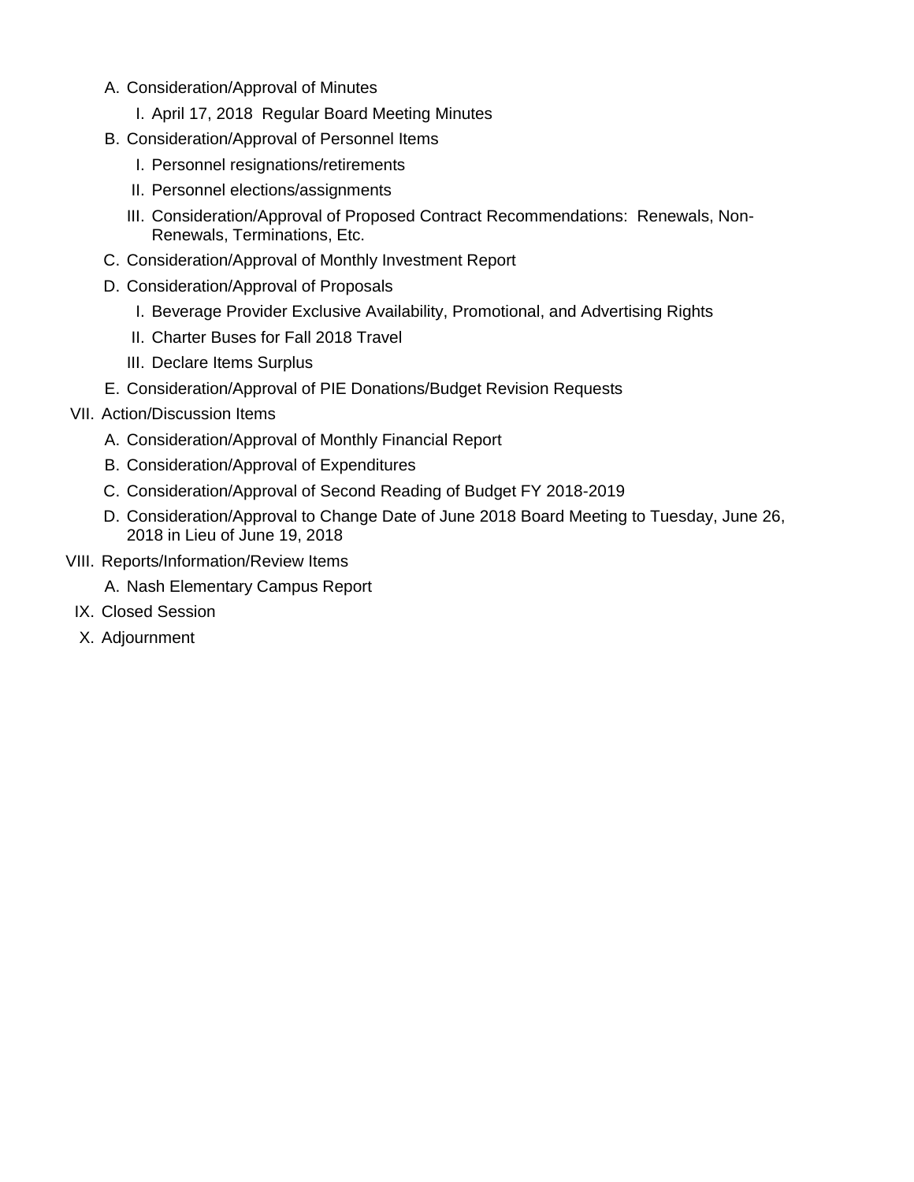A. Consideration/Approval of Minutes
    I. April 17, 2018 Regular Board Meeting Minutes
B. Consideration/Approval of Personnel Items
    I. Personnel resignations/retirements
    II. Personnel elections/assignments
    III. Consideration/Approval of Proposed Contract Recommendations: Renewals, Non-Renewals, Terminations, Etc.
C. Consideration/Approval of Monthly Investment Report
D. Consideration/Approval of Proposals
    I. Beverage Provider Exclusive Availability, Promotional, and Advertising Rights
    II. Charter Buses for Fall 2018 Travel
    III. Declare Items Surplus
E. Consideration/Approval of PIE Donations/Budget Revision Requests

VII. Action/Discussion Items
- A. Consideration/Approval of Monthly Financial Report
- B. Consideration/Approval of Expenditures
- C. Consideration/Approval of Second Reading of Budget FY 2018-2019
- D. Consideration/Approval to Change Date of June 2018 Board Meeting to Tuesday, June 26, 2018 in Lieu of June 19, 2018

VIII. Reports/Information/Review Items
- A. Nash Elementary Campus Report

IX. Closed Session

X. Adjournment